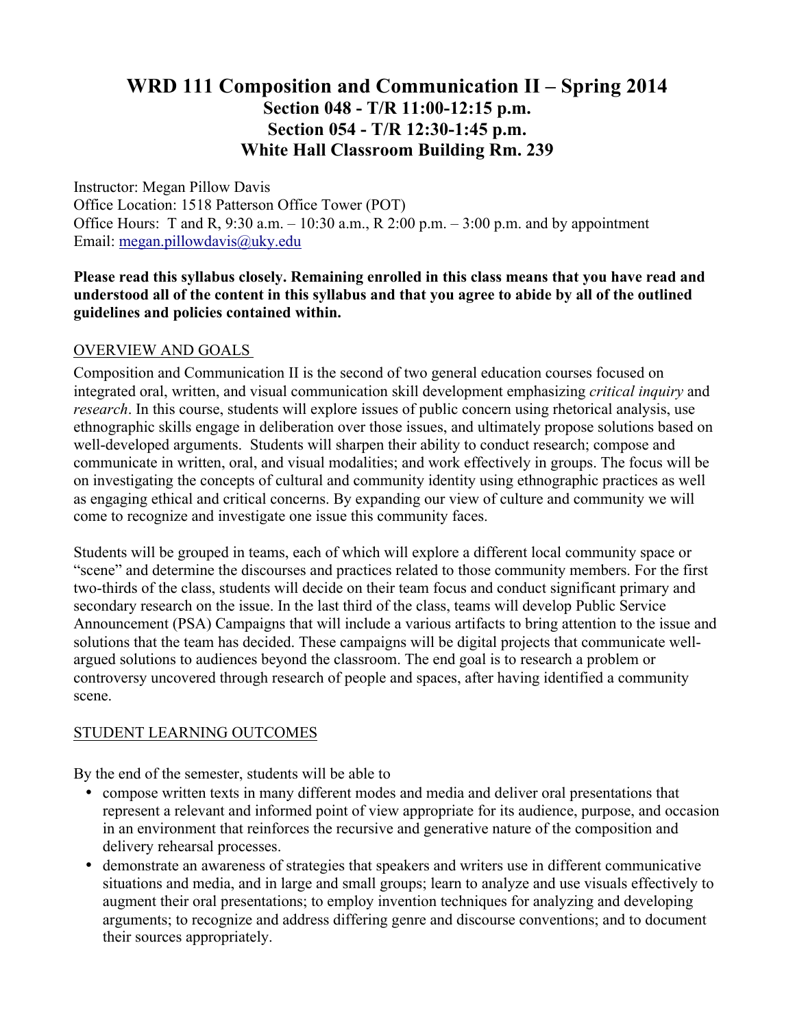# WRD 111 Composition and Communication II – Spring 2014
## Section 048 - T/R 11:00-12:15 p.m.
## Section 054 - T/R 12:30-1:45 p.m.
## White Hall Classroom Building Rm. 239

Instructor: Megan Pillow Davis
Office Location: 1518 Patterson Office Tower (POT)
Office Hours: T and R, 9:30 a.m. – 10:30 a.m., R 2:00 p.m. – 3:00 p.m. and by appointment
Email: megan.pillowdavis@uky.edu

**Please read this syllabus closely. Remaining enrolled in this class means that you have read and understood all of the content in this syllabus and that you agree to abide by all of the outlined guidelines and policies contained within.**

OVERVIEW AND GOALS

Composition and Communication II is the second of two general education courses focused on integrated oral, written, and visual communication skill development emphasizing *critical inquiry* and *research*. In this course, students will explore issues of public concern using rhetorical analysis, use ethnographic skills engage in deliberation over those issues, and ultimately propose solutions based on well-developed arguments. Students will sharpen their ability to conduct research; compose and communicate in written, oral, and visual modalities; and work effectively in groups. The focus will be on investigating the concepts of cultural and community identity using ethnographic practices as well as engaging ethical and critical concerns. By expanding our view of culture and community we will come to recognize and investigate one issue this community faces.

Students will be grouped in teams, each of which will explore a different local community space or "scene" and determine the discourses and practices related to those community members. For the first two-thirds of the class, students will decide on their team focus and conduct significant primary and secondary research on the issue. In the last third of the class, teams will develop Public Service Announcement (PSA) Campaigns that will include a various artifacts to bring attention to the issue and solutions that the team has decided. These campaigns will be digital projects that communicate well-argued solutions to audiences beyond the classroom. The end goal is to research a problem or controversy uncovered through research of people and spaces, after having identified a community scene.

STUDENT LEARNING OUTCOMES

By the end of the semester, students will be able to

- compose written texts in many different modes and media and deliver oral presentations that represent a relevant and informed point of view appropriate for its audience, purpose, and occasion in an environment that reinforces the recursive and generative nature of the composition and delivery rehearsal processes.
- demonstrate an awareness of strategies that speakers and writers use in different communicative situations and media, and in large and small groups; learn to analyze and use visuals effectively to augment their oral presentations; to employ invention techniques for analyzing and developing arguments; to recognize and address differing genre and discourse conventions; and to document their sources appropriately.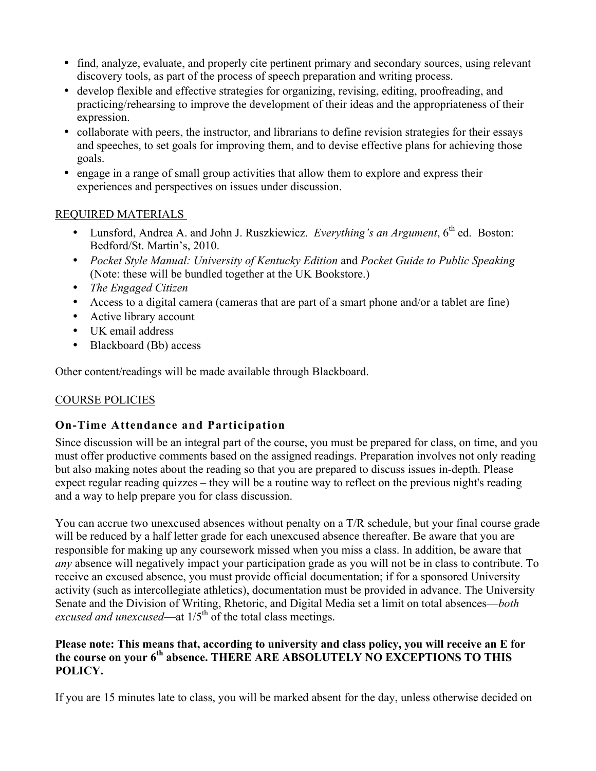- find, analyze, evaluate, and properly cite pertinent primary and secondary sources, using relevant discovery tools, as part of the process of speech preparation and writing process.
- develop flexible and effective strategies for organizing, revising, editing, proofreading, and practicing/rehearsing to improve the development of their ideas and the appropriateness of their expression.
- collaborate with peers, the instructor, and librarians to define revision strategies for their essays and speeches, to set goals for improving them, and to devise effective plans for achieving those goals.
- engage in a range of small group activities that allow them to explore and express their experiences and perspectives on issues under discussion.

## REQUIRED MATERIALS

- Lunsford, Andrea A. and John J. Ruszkiewicz. *Everything's an Argument*, 6th ed. Boston: Bedford/St. Martin's, 2010.
- *Pocket Style Manual: University of Kentucky Edition* and *Pocket Guide to Public Speaking* (Note: these will be bundled together at the UK Bookstore.)
- *The Engaged Citizen*
- Access to a digital camera (cameras that are part of a smart phone and/or a tablet are fine)
- Active library account
- UK email address
- Blackboard (Bb) access

Other content/readings will be made available through Blackboard.

## COURSE POLICIES

### On-Time Attendance and Participation

Since discussion will be an integral part of the course, you must be prepared for class, on time, and you must offer productive comments based on the assigned readings. Preparation involves not only reading but also making notes about the reading so that you are prepared to discuss issues in-depth. Please expect regular reading quizzes – they will be a routine way to reflect on the previous night's reading and a way to help prepare you for class discussion.

You can accrue two unexcused absences without penalty on a T/R schedule, but your final course grade will be reduced by a half letter grade for each unexcused absence thereafter. Be aware that you are responsible for making up any coursework missed when you miss a class. In addition, be aware that *any* absence will negatively impact your participation grade as you will not be in class to contribute. To receive an excused absence, you must provide official documentation; if for a sponsored University activity (such as intercollegiate athletics), documentation must be provided in advance. The University Senate and the Division of Writing, Rhetoric, and Digital Media set a limit on total absences—*both excused and unexcused*—at 1/5th of the total class meetings.

**Please note: This means that, according to university and class policy, you will receive an E for the course on your 6th absence. THERE ARE ABSOLUTELY NO EXCEPTIONS TO THIS POLICY.**

If you are 15 minutes late to class, you will be marked absent for the day, unless otherwise decided on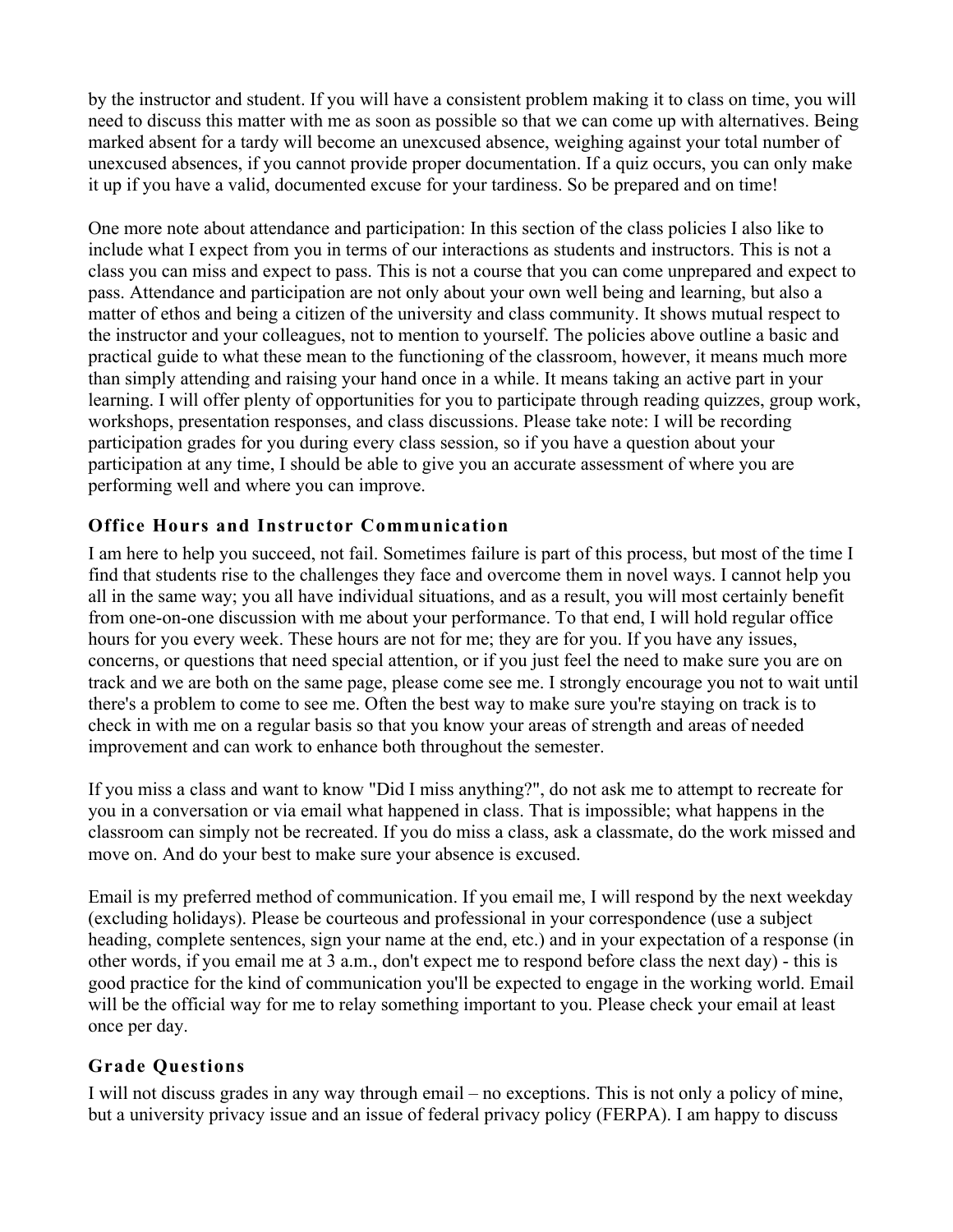by the instructor and student. If you will have a consistent problem making it to class on time, you will need to discuss this matter with me as soon as possible so that we can come up with alternatives. Being marked absent for a tardy will become an unexcused absence, weighing against your total number of unexcused absences, if you cannot provide proper documentation. If a quiz occurs, you can only make it up if you have a valid, documented excuse for your tardiness. So be prepared and on time!

One more note about attendance and participation: In this section of the class policies I also like to include what I expect from you in terms of our interactions as students and instructors. This is not a class you can miss and expect to pass. This is not a course that you can come unprepared and expect to pass. Attendance and participation are not only about your own well being and learning, but also a matter of ethos and being a citizen of the university and class community. It shows mutual respect to the instructor and your colleagues, not to mention to yourself. The policies above outline a basic and practical guide to what these mean to the functioning of the classroom, however, it means much more than simply attending and raising your hand once in a while. It means taking an active part in your learning. I will offer plenty of opportunities for you to participate through reading quizzes, group work, workshops, presentation responses, and class discussions. Please take note: I will be recording participation grades for you during every class session, so if you have a question about your participation at any time, I should be able to give you an accurate assessment of where you are performing well and where you can improve.

### Office Hours and Instructor Communication

I am here to help you succeed, not fail. Sometimes failure is part of this process, but most of the time I find that students rise to the challenges they face and overcome them in novel ways. I cannot help you all in the same way; you all have individual situations, and as a result, you will most certainly benefit from one-on-one discussion with me about your performance. To that end, I will hold regular office hours for you every week. These hours are not for me; they are for you. If you have any issues, concerns, or questions that need special attention, or if you just feel the need to make sure you are on track and we are both on the same page, please come see me. I strongly encourage you not to wait until there's a problem to come to see me. Often the best way to make sure you're staying on track is to check in with me on a regular basis so that you know your areas of strength and areas of needed improvement and can work to enhance both throughout the semester.

If you miss a class and want to know "Did I miss anything?", do not ask me to attempt to recreate for you in a conversation or via email what happened in class. That is impossible; what happens in the classroom can simply not be recreated. If you do miss a class, ask a classmate, do the work missed and move on. And do your best to make sure your absence is excused.

Email is my preferred method of communication. If you email me, I will respond by the next weekday (excluding holidays). Please be courteous and professional in your correspondence (use a subject heading, complete sentences, sign your name at the end, etc.) and in your expectation of a response (in other words, if you email me at 3 a.m., don't expect me to respond before class the next day) - this is good practice for the kind of communication you'll be expected to engage in the working world. Email will be the official way for me to relay something important to you. Please check your email at least once per day.

### Grade Questions

I will not discuss grades in any way through email – no exceptions. This is not only a policy of mine, but a university privacy issue and an issue of federal privacy policy (FERPA). I am happy to discuss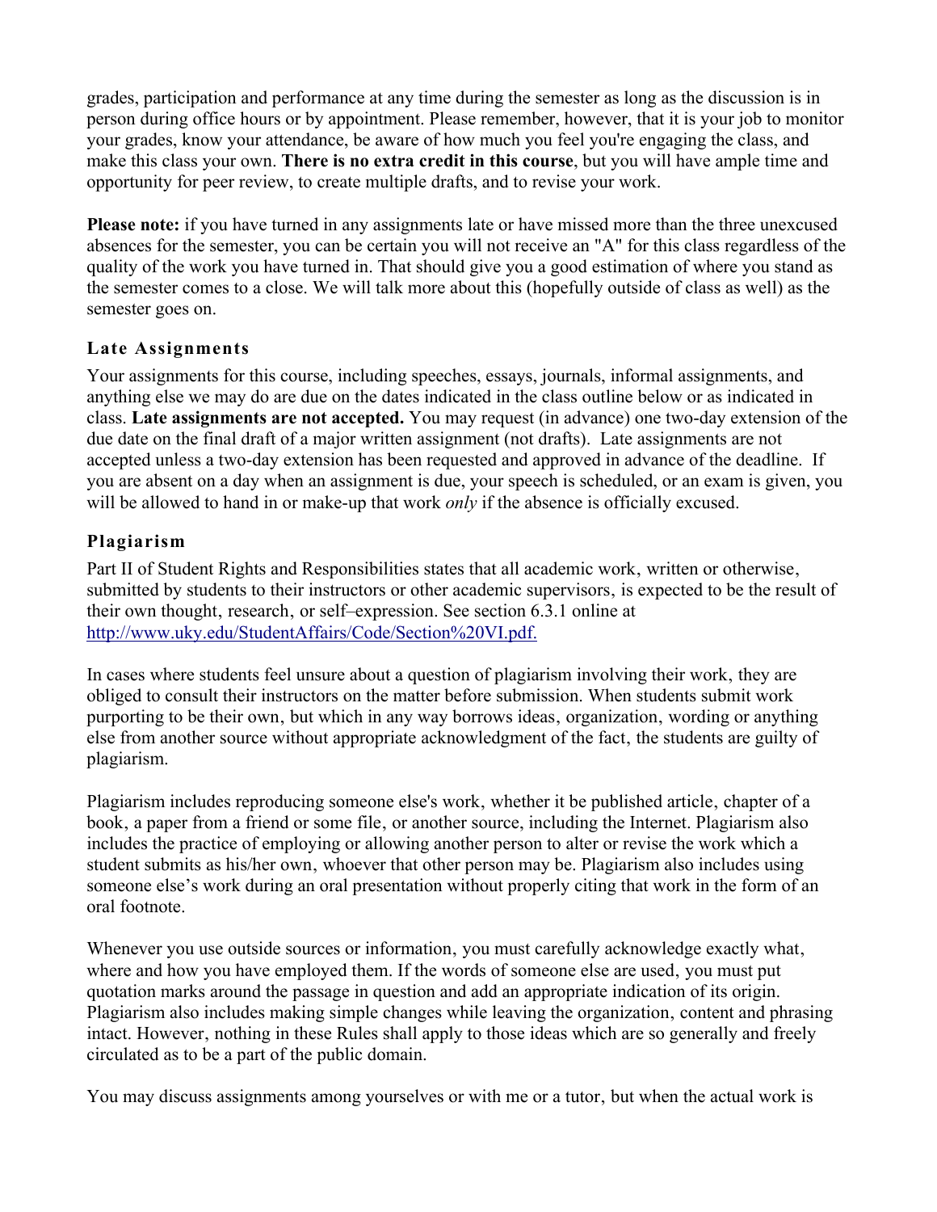grades, participation and performance at any time during the semester as long as the discussion is in person during office hours or by appointment. Please remember, however, that it is your job to monitor your grades, know your attendance, be aware of how much you feel you're engaging the class, and make this class your own. **There is no extra credit in this course**, but you will have ample time and opportunity for peer review, to create multiple drafts, and to revise your work.

**Please note:** if you have turned in any assignments late or have missed more than the three unexcused absences for the semester, you can be certain you will not receive an "A" for this class regardless of the quality of the work you have turned in. That should give you a good estimation of where you stand as the semester comes to a close. We will talk more about this (hopefully outside of class as well) as the semester goes on.

### Late Assignments

Your assignments for this course, including speeches, essays, journals, informal assignments, and anything else we may do are due on the dates indicated in the class outline below or as indicated in class. **Late assignments are not accepted.** You may request (in advance) one two-day extension of the due date on the final draft of a major written assignment (not drafts). Late assignments are not accepted unless a two-day extension has been requested and approved in advance of the deadline. If you are absent on a day when an assignment is due, your speech is scheduled, or an exam is given, you will be allowed to hand in or make-up that work *only* if the absence is officially excused.

### Plagiarism

Part II of Student Rights and Responsibilities states that all academic work, written or otherwise, submitted by students to their instructors or other academic supervisors, is expected to be the result of their own thought, research, or self–expression. See section 6.3.1 online at [http://www.uky.edu/StudentAffairs/Code/Section%20VI.pdf.](http://www.uky.edu/StudentAffairs/Code/Section%20VI.pdf)

In cases where students feel unsure about a question of plagiarism involving their work, they are obliged to consult their instructors on the matter before submission. When students submit work purporting to be their own, but which in any way borrows ideas, organization, wording or anything else from another source without appropriate acknowledgment of the fact, the students are guilty of plagiarism.

Plagiarism includes reproducing someone else's work, whether it be published article, chapter of a book, a paper from a friend or some file, or another source, including the Internet. Plagiarism also includes the practice of employing or allowing another person to alter or revise the work which a student submits as his/her own, whoever that other person may be. Plagiarism also includes using someone else's work during an oral presentation without properly citing that work in the form of an oral footnote.

Whenever you use outside sources or information, you must carefully acknowledge exactly what, where and how you have employed them. If the words of someone else are used, you must put quotation marks around the passage in question and add an appropriate indication of its origin. Plagiarism also includes making simple changes while leaving the organization, content and phrasing intact. However, nothing in these Rules shall apply to those ideas which are so generally and freely circulated as to be a part of the public domain.

You may discuss assignments among yourselves or with me or a tutor, but when the actual work is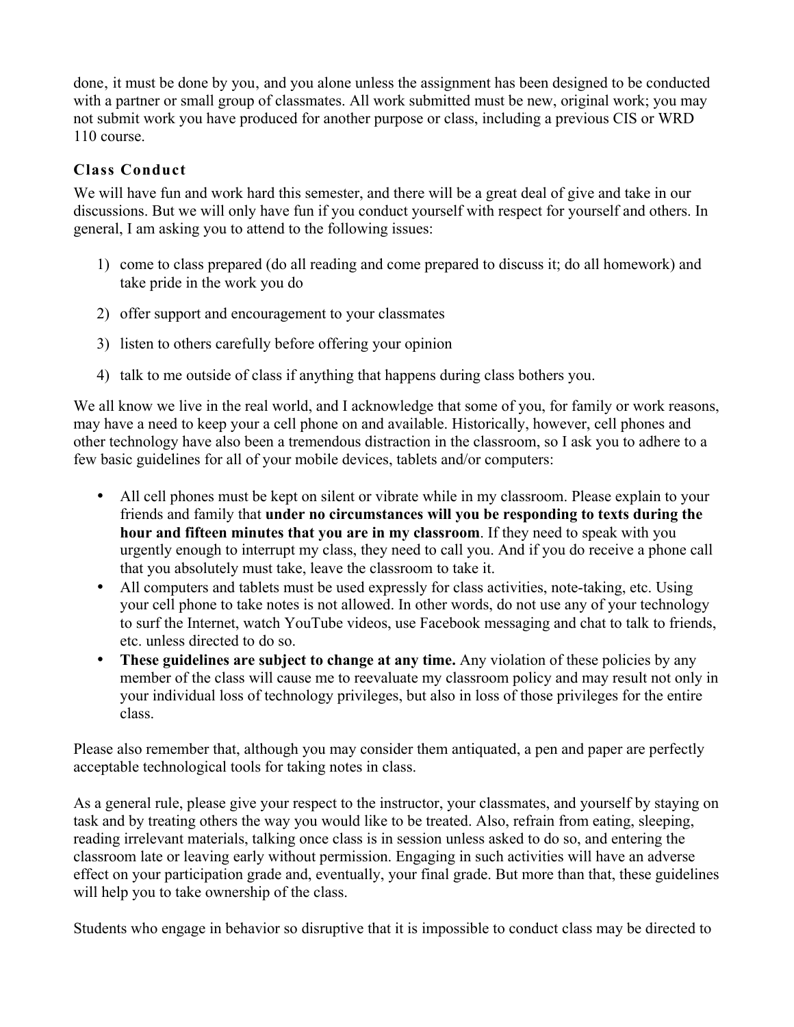done, it must be done by you, and you alone unless the assignment has been designed to be conducted with a partner or small group of classmates. All work submitted must be new, original work; you may not submit work you have produced for another purpose or class, including a previous CIS or WRD 110 course.

### Class Conduct

We will have fun and work hard this semester, and there will be a great deal of give and take in our discussions. But we will only have fun if you conduct yourself with respect for yourself and others. In general, I am asking you to attend to the following issues:

1) come to class prepared (do all reading and come prepared to discuss it; do all homework) and take pride in the work you do

2) offer support and encouragement to your classmates

3) listen to others carefully before offering your opinion

4) talk to me outside of class if anything that happens during class bothers you.

We all know we live in the real world, and I acknowledge that some of you, for family or work reasons, may have a need to keep your a cell phone on and available. Historically, however, cell phones and other technology have also been a tremendous distraction in the classroom, so I ask you to adhere to a few basic guidelines for all of your mobile devices, tablets and/or computers:

- All cell phones must be kept on silent or vibrate while in my classroom. Please explain to your friends and family that **under no circumstances will you be responding to texts during the hour and fifteen minutes that you are in my classroom**. If they need to speak with you urgently enough to interrupt my class, they need to call you. And if you do receive a phone call that you absolutely must take, leave the classroom to take it.
- All computers and tablets must be used expressly for class activities, note-taking, etc. Using your cell phone to take notes is not allowed. In other words, do not use any of your technology to surf the Internet, watch YouTube videos, use Facebook messaging and chat to talk to friends, etc. unless directed to do so.
- **These guidelines are subject to change at any time.** Any violation of these policies by any member of the class will cause me to reevaluate my classroom policy and may result not only in your individual loss of technology privileges, but also in loss of those privileges for the entire class.

Please also remember that, although you may consider them antiquated, a pen and paper are perfectly acceptable technological tools for taking notes in class.

As a general rule, please give your respect to the instructor, your classmates, and yourself by staying on task and by treating others the way you would like to be treated. Also, refrain from eating, sleeping, reading irrelevant materials, talking once class is in session unless asked to do so, and entering the classroom late or leaving early without permission. Engaging in such activities will have an adverse effect on your participation grade and, eventually, your final grade. But more than that, these guidelines will help you to take ownership of the class.

Students who engage in behavior so disruptive that it is impossible to conduct class may be directed to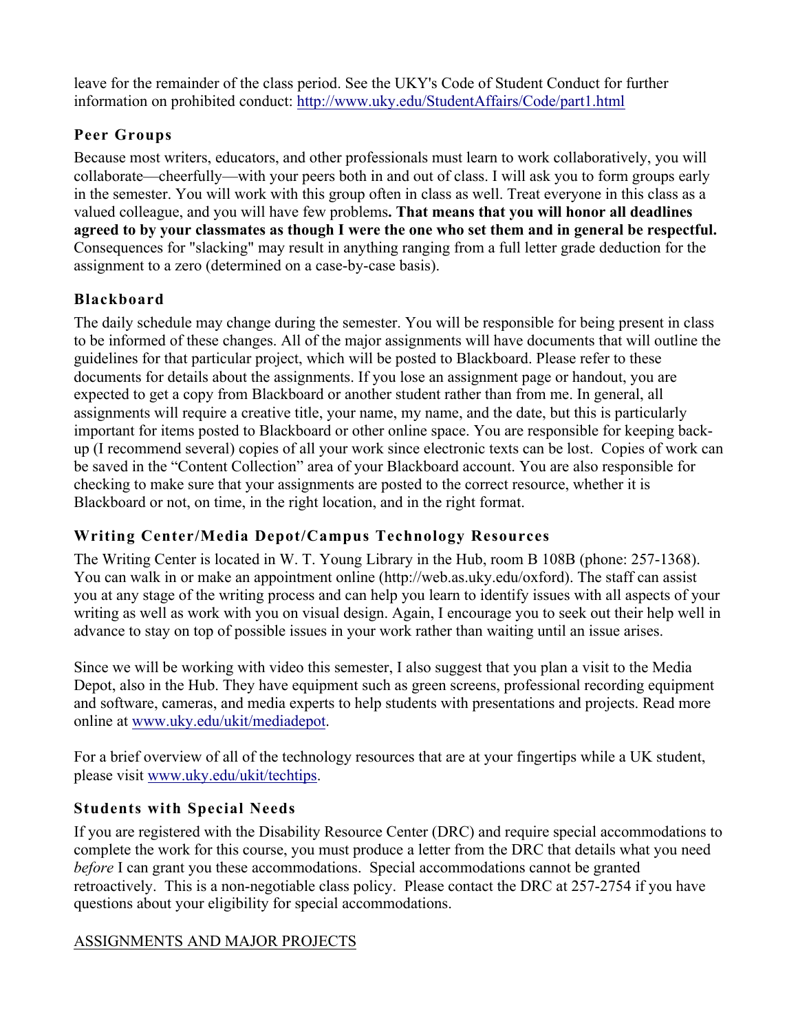leave for the remainder of the class period. See the UKY's Code of Student Conduct for further information on prohibited conduct: http://www.uky.edu/StudentAffairs/Code/part1.html

### Peer Groups

Because most writers, educators, and other professionals must learn to work collaboratively, you will collaborate—cheerfully—with your peers both in and out of class. I will ask you to form groups early in the semester. You will work with this group often in class as well. Treat everyone in this class as a valued colleague, and you will have few problems**. That means that you will honor all deadlines agreed to by your classmates as though I were the one who set them and in general be respectful.** Consequences for "slacking" may result in anything ranging from a full letter grade deduction for the assignment to a zero (determined on a case-by-case basis).

### Blackboard

The daily schedule may change during the semester. You will be responsible for being present in class to be informed of these changes. All of the major assignments will have documents that will outline the guidelines for that particular project, which will be posted to Blackboard. Please refer to these documents for details about the assignments. If you lose an assignment page or handout, you are expected to get a copy from Blackboard or another student rather than from me. In general, all assignments will require a creative title, your name, my name, and the date, but this is particularly important for items posted to Blackboard or other online space. You are responsible for keeping back-up (I recommend several) copies of all your work since electronic texts can be lost. Copies of work can be saved in the "Content Collection" area of your Blackboard account. You are also responsible for checking to make sure that your assignments are posted to the correct resource, whether it is Blackboard or not, on time, in the right location, and in the right format.

### Writing Center/Media Depot/Campus Technology Resources

The Writing Center is located in W. T. Young Library in the Hub, room B 108B (phone: 257-1368). You can walk in or make an appointment online (http://web.as.uky.edu/oxford). The staff can assist you at any stage of the writing process and can help you learn to identify issues with all aspects of your writing as well as work with you on visual design. Again, I encourage you to seek out their help well in advance to stay on top of possible issues in your work rather than waiting until an issue arises.

Since we will be working with video this semester, I also suggest that you plan a visit to the Media Depot, also in the Hub. They have equipment such as green screens, professional recording equipment and software, cameras, and media experts to help students with presentations and projects. Read more online at www.uky.edu/ukit/mediadepot.

For a brief overview of all of the technology resources that are at your fingertips while a UK student, please visit www.uky.edu/ukit/techtips.

### Students with Special Needs

If you are registered with the Disability Resource Center (DRC) and require special accommodations to complete the work for this course, you must produce a letter from the DRC that details what you need *before* I can grant you these accommodations. Special accommodations cannot be granted retroactively. This is a non-negotiable class policy. Please contact the DRC at 257-2754 if you have questions about your eligibility for special accommodations.

## ASSIGNMENTS AND MAJOR PROJECTS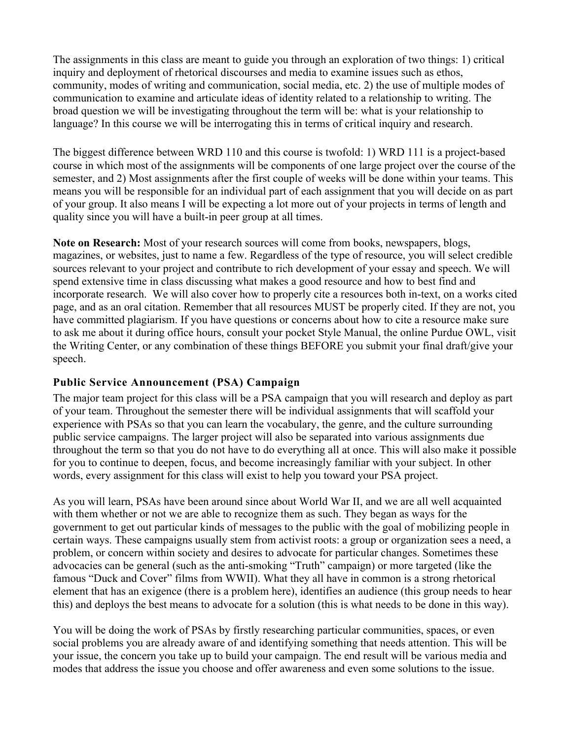The assignments in this class are meant to guide you through an exploration of two things: 1) critical inquiry and deployment of rhetorical discourses and media to examine issues such as ethos, community, modes of writing and communication, social media, etc. 2) the use of multiple modes of communication to examine and articulate ideas of identity related to a relationship to writing. The broad question we will be investigating throughout the term will be: what is your relationship to language? In this course we will be interrogating this in terms of critical inquiry and research.

The biggest difference between WRD 110 and this course is twofold: 1) WRD 111 is a project-based course in which most of the assignments will be components of one large project over the course of the semester, and 2) Most assignments after the first couple of weeks will be done within your teams. This means you will be responsible for an individual part of each assignment that you will decide on as part of your group. It also means I will be expecting a lot more out of your projects in terms of length and quality since you will have a built-in peer group at all times.

**Note on Research:** Most of your research sources will come from books, newspapers, blogs, magazines, or websites, just to name a few. Regardless of the type of resource, you will select credible sources relevant to your project and contribute to rich development of your essay and speech. We will spend extensive time in class discussing what makes a good resource and how to best find and incorporate research. We will also cover how to properly cite a resources both in-text, on a works cited page, and as an oral citation. Remember that all resources MUST be properly cited. If they are not, you have committed plagiarism. If you have questions or concerns about how to cite a resource make sure to ask me about it during office hours, consult your pocket Style Manual, the online Purdue OWL, visit the Writing Center, or any combination of these things BEFORE you submit your final draft/give your speech.

### Public Service Announcement (PSA) Campaign

The major team project for this class will be a PSA campaign that you will research and deploy as part of your team. Throughout the semester there will be individual assignments that will scaffold your experience with PSAs so that you can learn the vocabulary, the genre, and the culture surrounding public service campaigns. The larger project will also be separated into various assignments due throughout the term so that you do not have to do everything all at once. This will also make it possible for you to continue to deepen, focus, and become increasingly familiar with your subject. In other words, every assignment for this class will exist to help you toward your PSA project.

As you will learn, PSAs have been around since about World War II, and we are all well acquainted with them whether or not we are able to recognize them as such. They began as ways for the government to get out particular kinds of messages to the public with the goal of mobilizing people in certain ways. These campaigns usually stem from activist roots: a group or organization sees a need, a problem, or concern within society and desires to advocate for particular changes. Sometimes these advocacies can be general (such as the anti-smoking "Truth" campaign) or more targeted (like the famous "Duck and Cover" films from WWII). What they all have in common is a strong rhetorical element that has an exigence (there is a problem here), identifies an audience (this group needs to hear this) and deploys the best means to advocate for a solution (this is what needs to be done in this way).

You will be doing the work of PSAs by firstly researching particular communities, spaces, or even social problems you are already aware of and identifying something that needs attention. This will be your issue, the concern you take up to build your campaign. The end result will be various media and modes that address the issue you choose and offer awareness and even some solutions to the issue.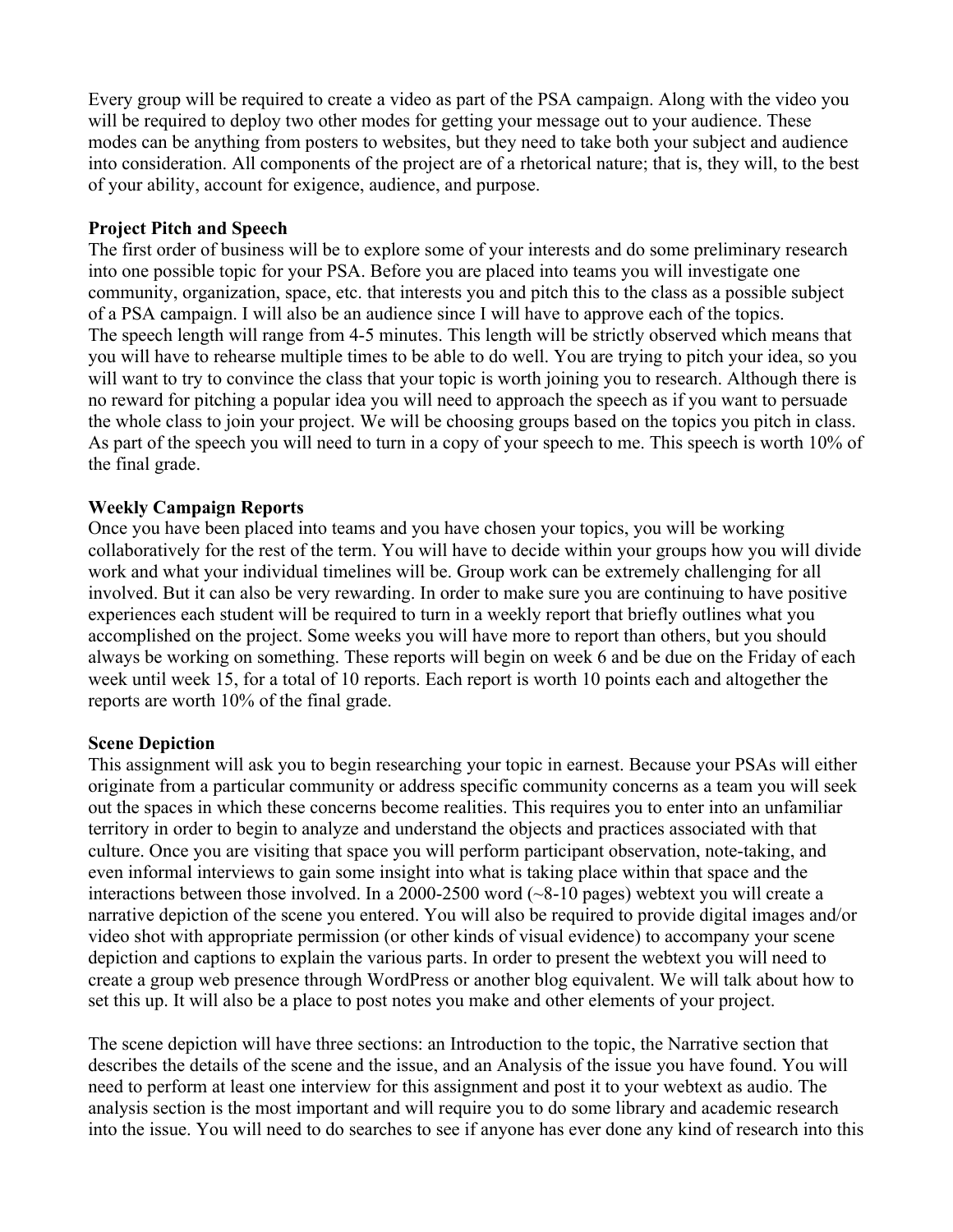Every group will be required to create a video as part of the PSA campaign. Along with the video you will be required to deploy two other modes for getting your message out to your audience. These modes can be anything from posters to websites, but they need to take both your subject and audience into consideration. All components of the project are of a rhetorical nature; that is, they will, to the best of your ability, account for exigence, audience, and purpose.

**Project Pitch and Speech**

The first order of business will be to explore some of your interests and do some preliminary research into one possible topic for your PSA. Before you are placed into teams you will investigate one community, organization, space, etc. that interests you and pitch this to the class as a possible subject of a PSA campaign. I will also be an audience since I will have to approve each of the topics. The speech length will range from 4-5 minutes. This length will be strictly observed which means that you will have to rehearse multiple times to be able to do well. You are trying to pitch your idea, so you will want to try to convince the class that your topic is worth joining you to research. Although there is no reward for pitching a popular idea you will need to approach the speech as if you want to persuade the whole class to join your project. We will be choosing groups based on the topics you pitch in class. As part of the speech you will need to turn in a copy of your speech to me. This speech is worth 10% of the final grade.

**Weekly Campaign Reports**

Once you have been placed into teams and you have chosen your topics, you will be working collaboratively for the rest of the term. You will have to decide within your groups how you will divide work and what your individual timelines will be. Group work can be extremely challenging for all involved. But it can also be very rewarding. In order to make sure you are continuing to have positive experiences each student will be required to turn in a weekly report that briefly outlines what you accomplished on the project. Some weeks you will have more to report than others, but you should always be working on something. These reports will begin on week 6 and be due on the Friday of each week until week 15, for a total of 10 reports. Each report is worth 10 points each and altogether the reports are worth 10% of the final grade.

**Scene Depiction**

This assignment will ask you to begin researching your topic in earnest. Because your PSAs will either originate from a particular community or address specific community concerns as a team you will seek out the spaces in which these concerns become realities. This requires you to enter into an unfamiliar territory in order to begin to analyze and understand the objects and practices associated with that culture. Once you are visiting that space you will perform participant observation, note-taking, and even informal interviews to gain some insight into what is taking place within that space and the interactions between those involved. In a 2000-2500 word (~8-10 pages) webtext you will create a narrative depiction of the scene you entered. You will also be required to provide digital images and/or video shot with appropriate permission (or other kinds of visual evidence) to accompany your scene depiction and captions to explain the various parts. In order to present the webtext you will need to create a group web presence through WordPress or another blog equivalent. We will talk about how to set this up. It will also be a place to post notes you make and other elements of your project.

The scene depiction will have three sections: an Introduction to the topic, the Narrative section that describes the details of the scene and the issue, and an Analysis of the issue you have found. You will need to perform at least one interview for this assignment and post it to your webtext as audio. The analysis section is the most important and will require you to do some library and academic research into the issue. You will need to do searches to see if anyone has ever done any kind of research into this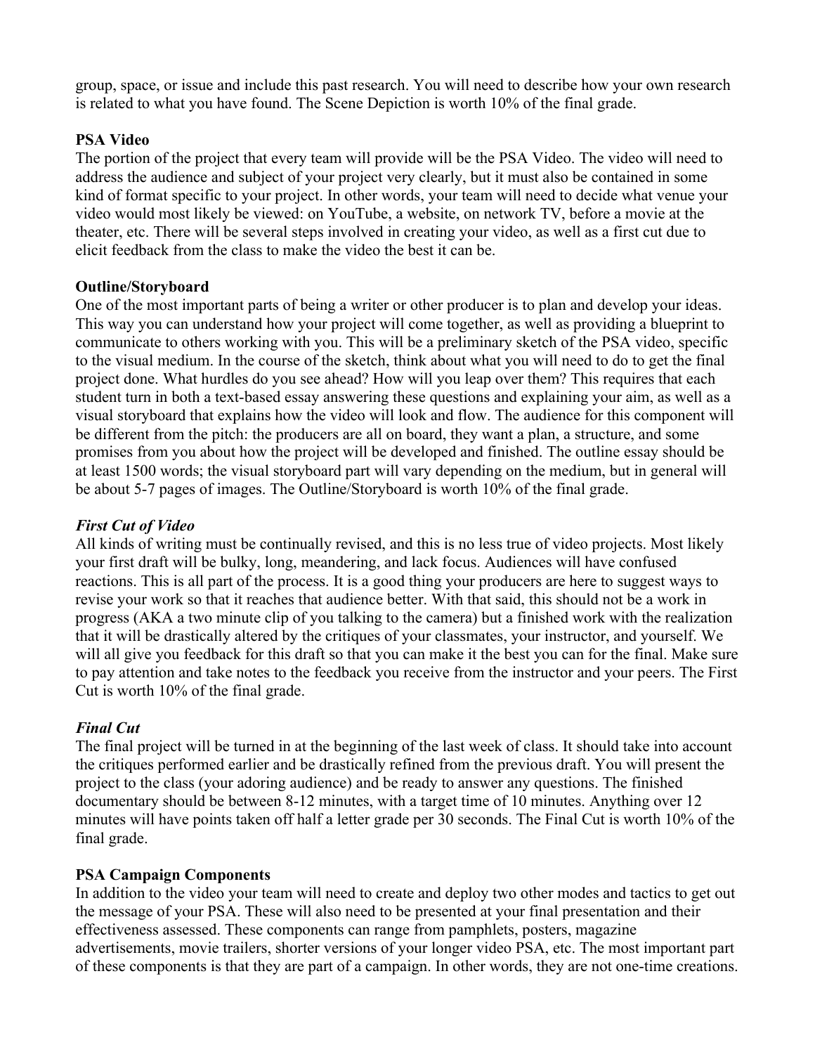group, space, or issue and include this past research. You will need to describe how your own research is related to what you have found. The Scene Depiction is worth 10% of the final grade.

**PSA Video**

The portion of the project that every team will provide will be the PSA Video. The video will need to address the audience and subject of your project very clearly, but it must also be contained in some kind of format specific to your project. In other words, your team will need to decide what venue your video would most likely be viewed: on YouTube, a website, on network TV, before a movie at the theater, etc. There will be several steps involved in creating your video, as well as a first cut due to elicit feedback from the class to make the video the best it can be.

**Outline/Storyboard**

One of the most important parts of being a writer or other producer is to plan and develop your ideas. This way you can understand how your project will come together, as well as providing a blueprint to communicate to others working with you. This will be a preliminary sketch of the PSA video, specific to the visual medium. In the course of the sketch, think about what you will need to do to get the final project done. What hurdles do you see ahead? How will you leap over them? This requires that each student turn in both a text-based essay answering these questions and explaining your aim, as well as a visual storyboard that explains how the video will look and flow. The audience for this component will be different from the pitch: the producers are all on board, they want a plan, a structure, and some promises from you about how the project will be developed and finished. The outline essay should be at least 1500 words; the visual storyboard part will vary depending on the medium, but in general will be about 5-7 pages of images. The Outline/Storyboard is worth 10% of the final grade.

***First Cut of Video***

All kinds of writing must be continually revised, and this is no less true of video projects. Most likely your first draft will be bulky, long, meandering, and lack focus. Audiences will have confused reactions. This is all part of the process. It is a good thing your producers are here to suggest ways to revise your work so that it reaches that audience better. With that said, this should not be a work in progress (AKA a two minute clip of you talking to the camera) but a finished work with the realization that it will be drastically altered by the critiques of your classmates, your instructor, and yourself. We will all give you feedback for this draft so that you can make it the best you can for the final. Make sure to pay attention and take notes to the feedback you receive from the instructor and your peers. The First Cut is worth 10% of the final grade.

***Final Cut***

The final project will be turned in at the beginning of the last week of class. It should take into account the critiques performed earlier and be drastically refined from the previous draft. You will present the project to the class (your adoring audience) and be ready to answer any questions. The finished documentary should be between 8-12 minutes, with a target time of 10 minutes. Anything over 12 minutes will have points taken off half a letter grade per 30 seconds. The Final Cut is worth 10% of the final grade.

**PSA Campaign Components**

In addition to the video your team will need to create and deploy two other modes and tactics to get out the message of your PSA. These will also need to be presented at your final presentation and their effectiveness assessed. These components can range from pamphlets, posters, magazine advertisements, movie trailers, shorter versions of your longer video PSA, etc. The most important part of these components is that they are part of a campaign. In other words, they are not one-time creations.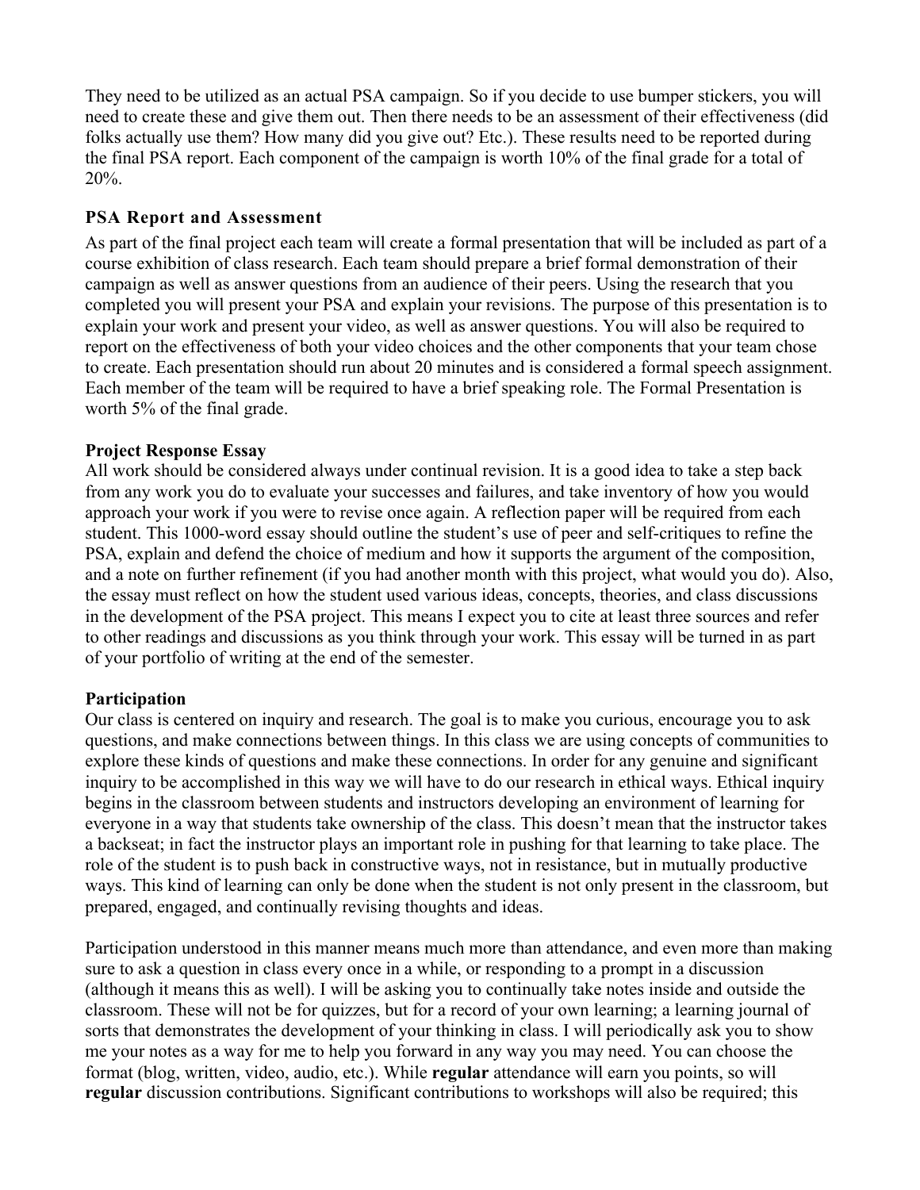They need to be utilized as an actual PSA campaign. So if you decide to use bumper stickers, you will need to create these and give them out. Then there needs to be an assessment of their effectiveness (did folks actually use them? How many did you give out? Etc.). These results need to be reported during the final PSA report. Each component of the campaign is worth 10% of the final grade for a total of 20%.

### PSA Report and Assessment

As part of the final project each team will create a formal presentation that will be included as part of a course exhibition of class research. Each team should prepare a brief formal demonstration of their campaign as well as answer questions from an audience of their peers. Using the research that you completed you will present your PSA and explain your revisions. The purpose of this presentation is to explain your work and present your video, as well as answer questions. You will also be required to report on the effectiveness of both your video choices and the other components that your team chose to create. Each presentation should run about 20 minutes and is considered a formal speech assignment. Each member of the team will be required to have a brief speaking role. The Formal Presentation is worth 5% of the final grade.

### Project Response Essay

All work should be considered always under continual revision. It is a good idea to take a step back from any work you do to evaluate your successes and failures, and take inventory of how you would approach your work if you were to revise once again. A reflection paper will be required from each student. This 1000-word essay should outline the student's use of peer and self-critiques to refine the PSA, explain and defend the choice of medium and how it supports the argument of the composition, and a note on further refinement (if you had another month with this project, what would you do). Also, the essay must reflect on how the student used various ideas, concepts, theories, and class discussions in the development of the PSA project. This means I expect you to cite at least three sources and refer to other readings and discussions as you think through your work. This essay will be turned in as part of your portfolio of writing at the end of the semester.

### Participation

Our class is centered on inquiry and research. The goal is to make you curious, encourage you to ask questions, and make connections between things. In this class we are using concepts of communities to explore these kinds of questions and make these connections. In order for any genuine and significant inquiry to be accomplished in this way we will have to do our research in ethical ways. Ethical inquiry begins in the classroom between students and instructors developing an environment of learning for everyone in a way that students take ownership of the class. This doesn't mean that the instructor takes a backseat; in fact the instructor plays an important role in pushing for that learning to take place. The role of the student is to push back in constructive ways, not in resistance, but in mutually productive ways. This kind of learning can only be done when the student is not only present in the classroom, but prepared, engaged, and continually revising thoughts and ideas.

Participation understood in this manner means much more than attendance, and even more than making sure to ask a question in class every once in a while, or responding to a prompt in a discussion (although it means this as well). I will be asking you to continually take notes inside and outside the classroom. These will not be for quizzes, but for a record of your own learning; a learning journal of sorts that demonstrates the development of your thinking in class. I will periodically ask you to show me your notes as a way for me to help you forward in any way you may need. You can choose the format (blog, written, video, audio, etc.). While **regular** attendance will earn you points, so will **regular** discussion contributions. Significant contributions to workshops will also be required; this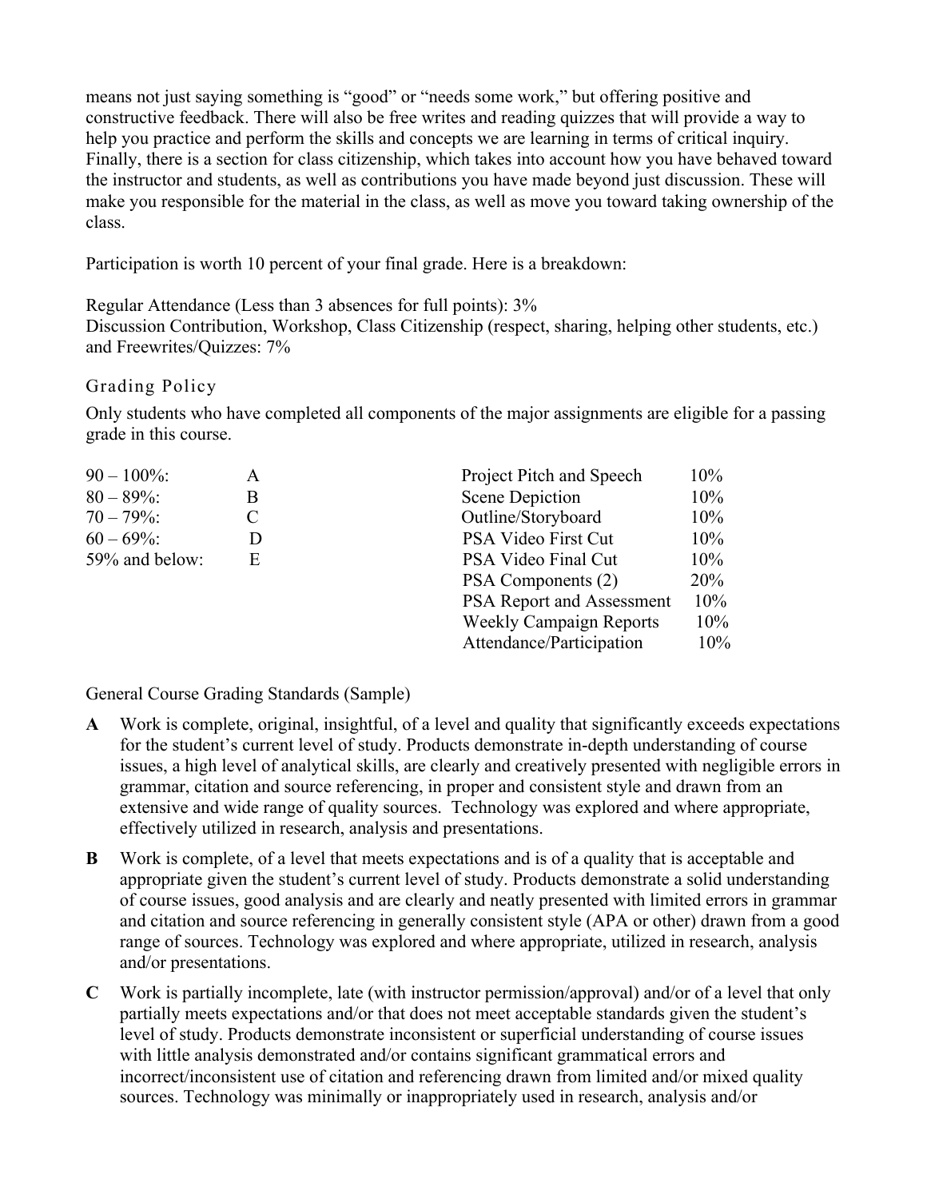means not just saying something is "good" or "needs some work," but offering positive and constructive feedback. There will also be free writes and reading quizzes that will provide a way to help you practice and perform the skills and concepts we are learning in terms of critical inquiry. Finally, there is a section for class citizenship, which takes into account how you have behaved toward the instructor and students, as well as contributions you have made beyond just discussion. These will make you responsible for the material in the class, as well as move you toward taking ownership of the class.

Participation is worth 10 percent of your final grade. Here is a breakdown:

Regular Attendance (Less than 3 absences for full points): 3%
Discussion Contribution, Workshop, Class Citizenship (respect, sharing, helping other students, etc.) and Freewrites/Quizzes: 7%

## Grading Policy

Only students who have completed all components of the major assignments are eligible for a passing grade in this course.

| Percentage | Grade |
|---|---|
| 90 – 100%: | A |
| 80 – 89%: | B |
| 70 – 79%: | C |
| 60 – 69%: | D |
| 59% and below: | E |

| Assignment | Weight |
|---|---|
| Project Pitch and Speech | 10% |
| Scene Depiction | 10% |
| Outline/Storyboard | 10% |
| PSA Video First Cut | 10% |
| PSA Video Final Cut | 10% |
| PSA Components (2) | 20% |
| PSA Report and Assessment | 10% |
| Weekly Campaign Reports | 10% |
| Attendance/Participation | 10% |

General Course Grading Standards (Sample)

**A** Work is complete, original, insightful, of a level and quality that significantly exceeds expectations for the student's current level of study. Products demonstrate in-depth understanding of course issues, a high level of analytical skills, are clearly and creatively presented with negligible errors in grammar, citation and source referencing, in proper and consistent style and drawn from an extensive and wide range of quality sources. Technology was explored and where appropriate, effectively utilized in research, analysis and presentations.

**B** Work is complete, of a level that meets expectations and is of a quality that is acceptable and appropriate given the student's current level of study. Products demonstrate a solid understanding of course issues, good analysis and are clearly and neatly presented with limited errors in grammar and citation and source referencing in generally consistent style (APA or other) drawn from a good range of sources. Technology was explored and where appropriate, utilized in research, analysis and/or presentations.

**C** Work is partially incomplete, late (with instructor permission/approval) and/or of a level that only partially meets expectations and/or that does not meet acceptable standards given the student's level of study. Products demonstrate inconsistent or superficial understanding of course issues with little analysis demonstrated and/or contains significant grammatical errors and incorrect/inconsistent use of citation and referencing drawn from limited and/or mixed quality sources. Technology was minimally or inappropriately used in research, analysis and/or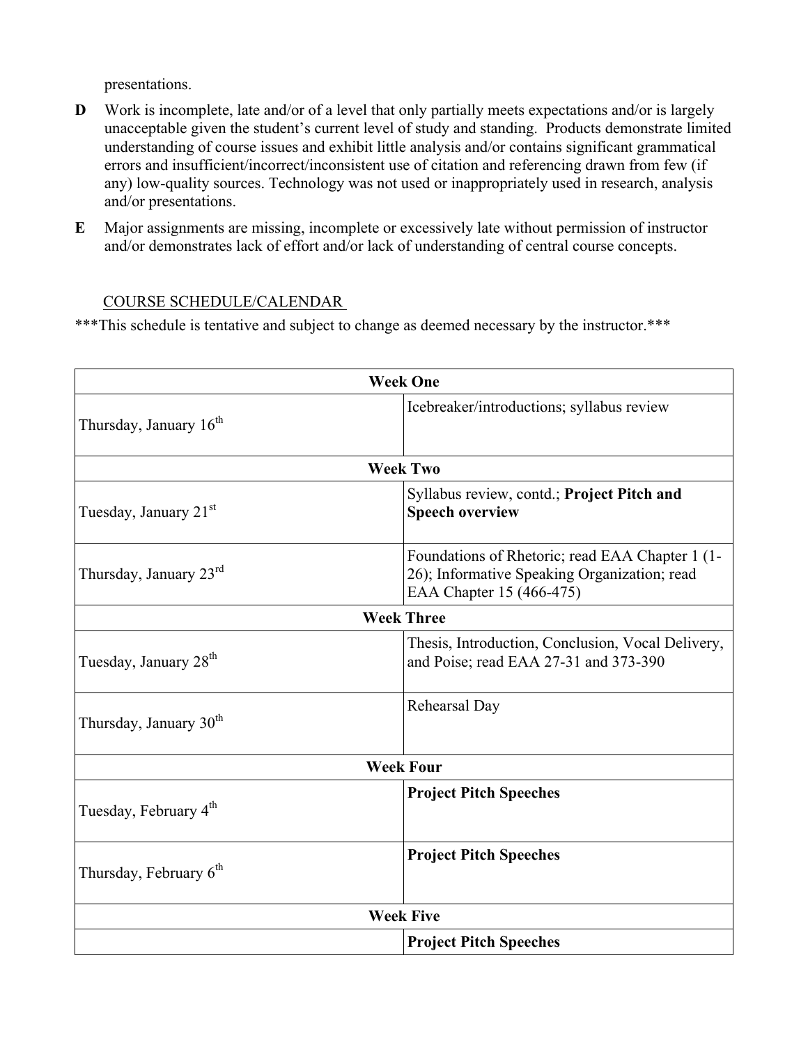presentations.

**D** Work is incomplete, late and/or of a level that only partially meets expectations and/or is largely unacceptable given the student's current level of study and standing. Products demonstrate limited understanding of course issues and exhibit little analysis and/or contains significant grammatical errors and insufficient/incorrect/inconsistent use of citation and referencing drawn from few (if any) low-quality sources. Technology was not used or inappropriately used in research, analysis and/or presentations.

**E** Major assignments are missing, incomplete or excessively late without permission of instructor and/or demonstrates lack of effort and/or lack of understanding of central course concepts.

## COURSE SCHEDULE/CALENDAR

***This schedule is tentative and subject to change as deemed necessary by the instructor.***

| **Week One** | |
|---|---|
| Thursday, January 16th | Icebreaker/introductions; syllabus review |
| **Week Two** | |
| Tuesday, January 21st | Syllabus review, contd.; **Project Pitch and Speech overview** |
| Thursday, January 23rd | Foundations of Rhetoric; read EAA Chapter 1 (1-26); Informative Speaking Organization; read EAA Chapter 15 (466-475) |
| **Week Three** | |
| Tuesday, January 28th | Thesis, Introduction, Conclusion, Vocal Delivery, and Poise; read EAA 27-31 and 373-390 |
| Thursday, January 30th | Rehearsal Day |
| **Week Four** | |
| Tuesday, February 4th | **Project Pitch Speeches** |
| Thursday, February 6th | **Project Pitch Speeches** |
| **Week Five** | |
| | **Project Pitch Speeches** |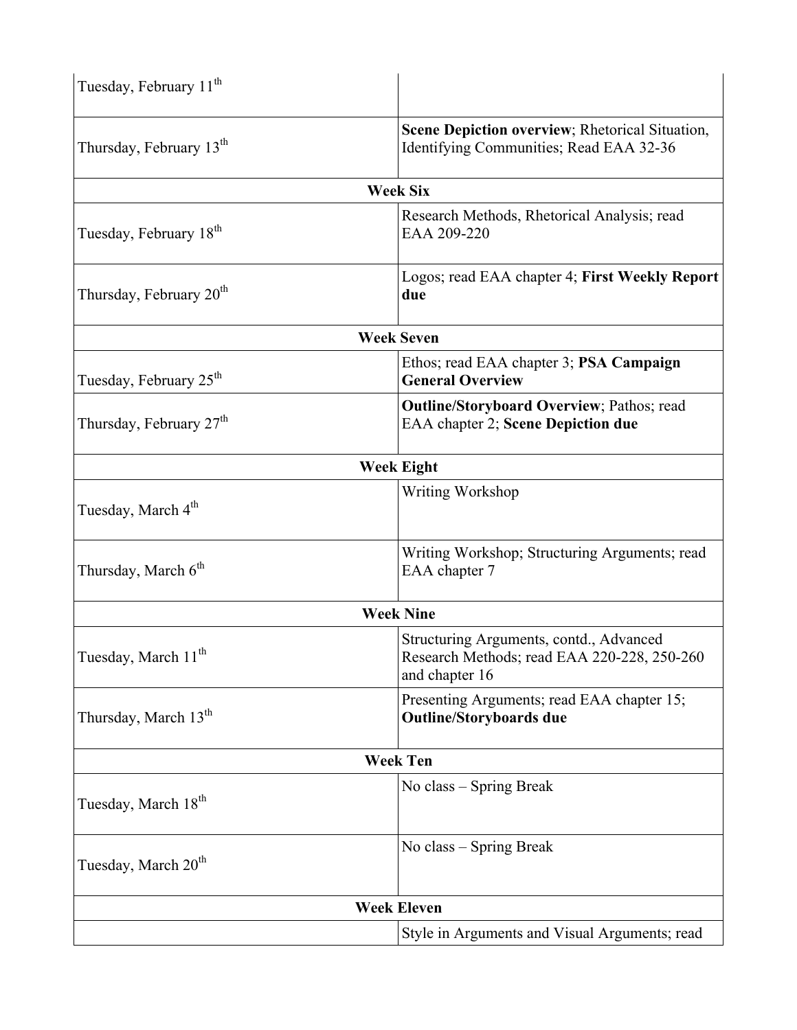| | |
|---|---|
| Tuesday, February 11th | |
| Thursday, February 13th | **Scene Depiction overview**; Rhetorical Situation, Identifying Communities; Read EAA 32-36 |
| **Week Six** | |
| Tuesday, February 18th | Research Methods, Rhetorical Analysis; read EAA 209-220 |
| Thursday, February 20th | Logos; read EAA chapter 4; **First Weekly Report due** |
| **Week Seven** | |
| Tuesday, February 25th | Ethos; read EAA chapter 3; **PSA Campaign General Overview** |
| Thursday, February 27th | **Outline/Storyboard Overview**; Pathos; read EAA chapter 2; **Scene Depiction due** |
| **Week Eight** | |
| Tuesday, March 4th | Writing Workshop |
| Thursday, March 6th | Writing Workshop; Structuring Arguments; read EAA chapter 7 |
| **Week Nine** | |
| Tuesday, March 11th | Structuring Arguments, contd., Advanced Research Methods; read EAA 220-228, 250-260 and chapter 16 |
| Thursday, March 13th | Presenting Arguments; read EAA chapter 15; **Outline/Storyboards due** |
| **Week Ten** | |
| Tuesday, March 18th | No class – Spring Break |
| Tuesday, March 20th | No class – Spring Break |
| **Week Eleven** | |
| | Style in Arguments and Visual Arguments; read |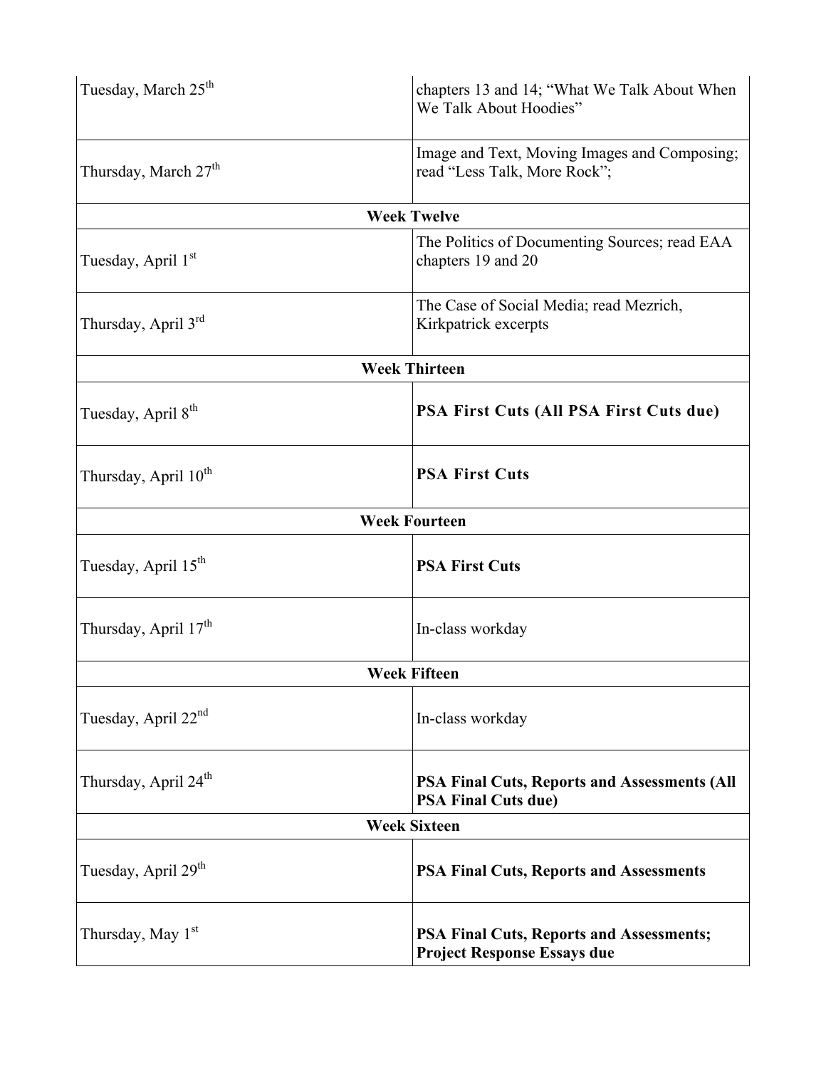| | |
|---|---|
| Tuesday, March 25th | chapters 13 and 14; "What We Talk About When We Talk About Hoodies" |
| Thursday, March 27th | Image and Text, Moving Images and Composing; read "Less Talk, More Rock"; |
| **Week Twelve** | |
| Tuesday, April 1st | The Politics of Documenting Sources; read EAA chapters 19 and 20 |
| Thursday, April 3rd | The Case of Social Media; read Mezrich, Kirkpatrick excerpts |
| **Week Thirteen** | |
| Tuesday, April 8th | **PSA First Cuts (All PSA First Cuts due)** |
| Thursday, April 10th | **PSA First Cuts** |
| **Week Fourteen** | |
| Tuesday, April 15th | **PSA First Cuts** |
| Thursday, April 17th | In-class workday |
| **Week Fifteen** | |
| Tuesday, April 22nd | In-class workday |
| Thursday, April 24th | **PSA Final Cuts, Reports and Assessments (All PSA Final Cuts due)** |
| **Week Sixteen** | |
| Tuesday, April 29th | **PSA Final Cuts, Reports and Assessments** |
| Thursday, May 1st | **PSA Final Cuts, Reports and Assessments; Project Response Essays due** |